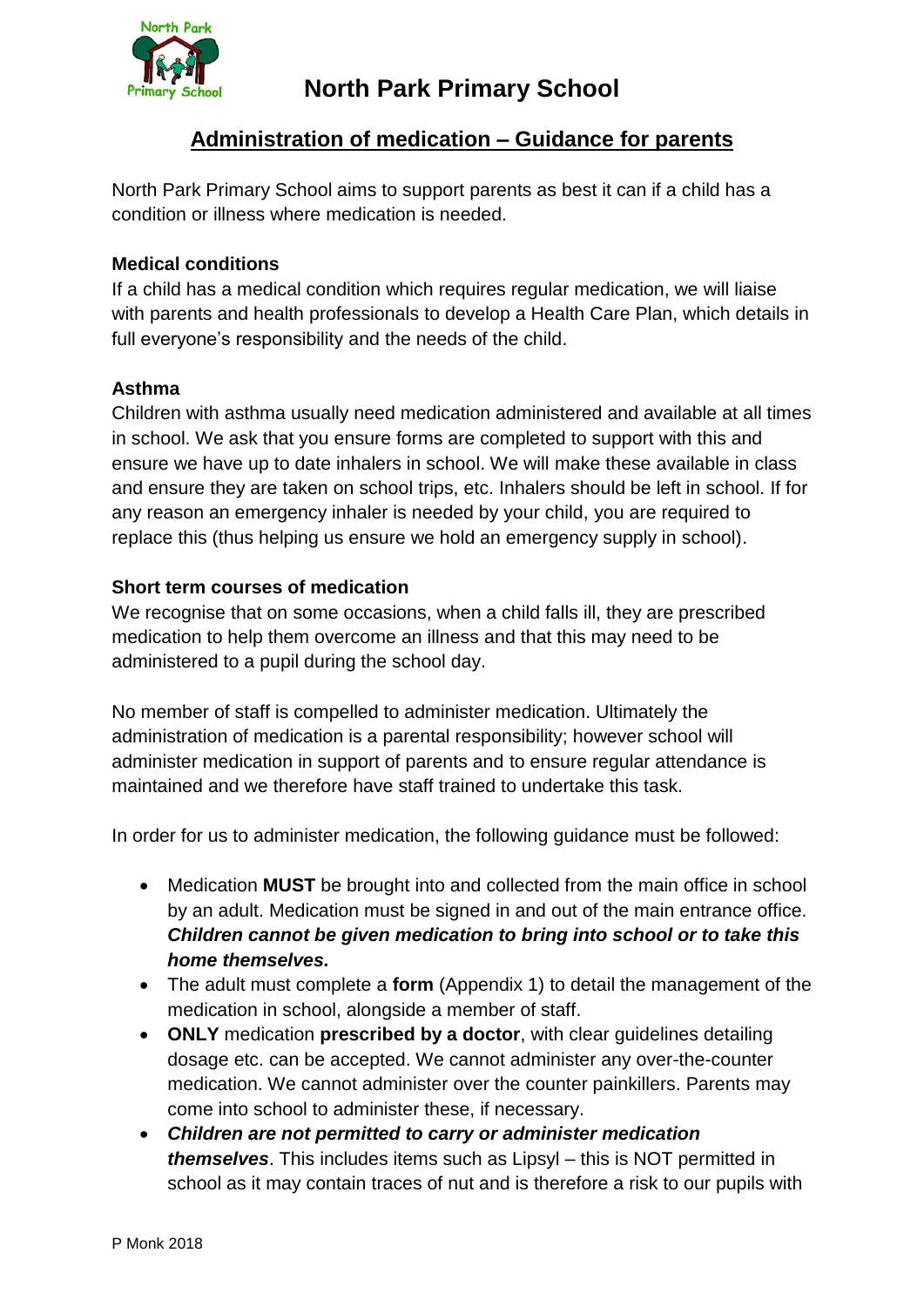# North Park Primary School

## Administration of medication – Guidance for parents

North Park Primary School aims to support parents as best it can if a child has a condition or illness where medication is needed.

**Medical conditions**

If a child has a medical condition which requires regular medication, we will liaise with parents and health professionals to develop a Health Care Plan, which details in full everyone's responsibility and the needs of the child.

**Asthma**

Children with asthma usually need medication administered and available at all times in school. We ask that you ensure forms are completed to support with this and ensure we have up to date inhalers in school. We will make these available in class and ensure they are taken on school trips, etc. Inhalers should be left in school. If for any reason an emergency inhaler is needed by your child, you are required to replace this (thus helping us ensure we hold an emergency supply in school).

**Short term courses of medication**

We recognise that on some occasions, when a child falls ill, they are prescribed medication to help them overcome an illness and that this may need to be administered to a pupil during the school day.

No member of staff is compelled to administer medication. Ultimately the administration of medication is a parental responsibility; however school will administer medication in support of parents and to ensure regular attendance is maintained and we therefore have staff trained to undertake this task.

In order for us to administer medication, the following guidance must be followed:

- Medication **MUST** be brought into and collected from the main office in school by an adult. Medication must be signed in and out of the main entrance office. ***Children cannot be given medication to bring into school or to take this home themselves.***
- The adult must complete a **form** (Appendix 1) to detail the management of the medication in school, alongside a member of staff.
- **ONLY** medication **prescribed by a doctor**, with clear guidelines detailing dosage etc. can be accepted. We cannot administer any over-the-counter medication. We cannot administer over the counter painkillers. Parents may come into school to administer these, if necessary.
- ***Children are not permitted to carry or administer medication themselves***. This includes items such as Lipsyl – this is NOT permitted in school as it may contain traces of nut and is therefore a risk to our pupils with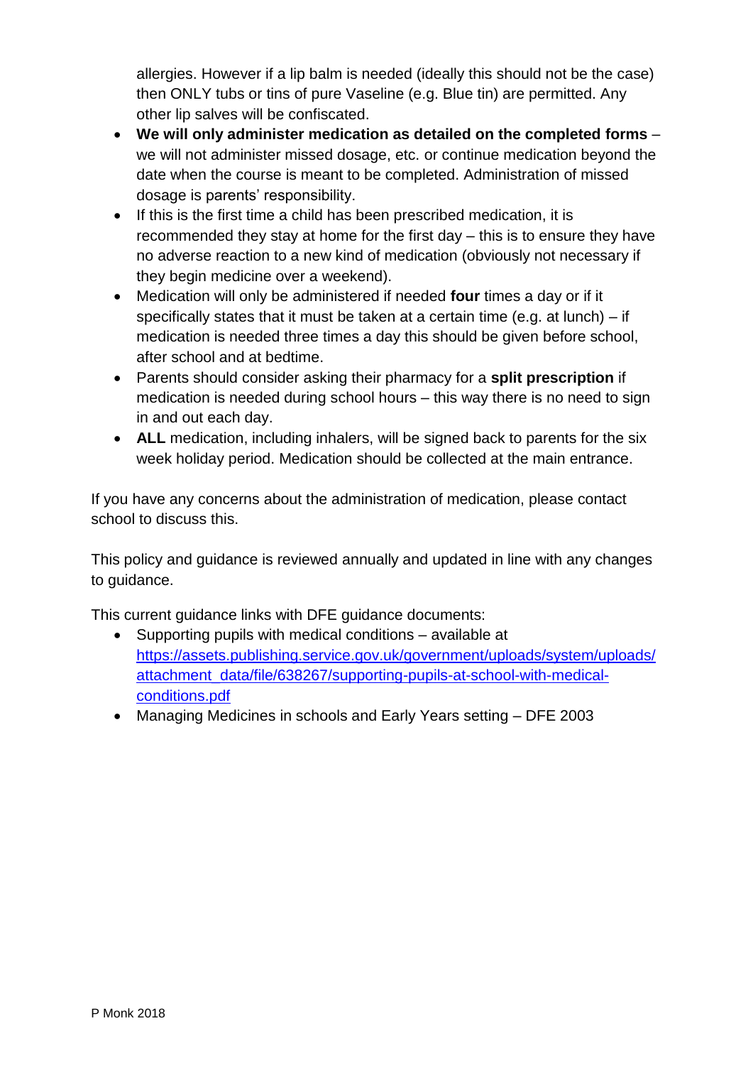allergies. However if a lip balm is needed (ideally this should not be the case) then ONLY tubs or tins of pure Vaseline (e.g. Blue tin) are permitted. Any other lip salves will be confiscated.

- **We will only administer medication as detailed on the completed forms** – we will not administer missed dosage, etc. or continue medication beyond the date when the course is meant to be completed. Administration of missed dosage is parents' responsibility.
- If this is the first time a child has been prescribed medication, it is recommended they stay at home for the first day – this is to ensure they have no adverse reaction to a new kind of medication (obviously not necessary if they begin medicine over a weekend).
- Medication will only be administered if needed **four** times a day or if it specifically states that it must be taken at a certain time (e.g. at lunch) – if medication is needed three times a day this should be given before school, after school and at bedtime.
- Parents should consider asking their pharmacy for a **split prescription** if medication is needed during school hours – this way there is no need to sign in and out each day.
- **ALL** medication, including inhalers, will be signed back to parents for the six week holiday period. Medication should be collected at the main entrance.

If you have any concerns about the administration of medication, please contact school to discuss this.

This policy and guidance is reviewed annually and updated in line with any changes to guidance.

This current guidance links with DFE guidance documents:

- Supporting pupils with medical conditions – available at [https://assets.publishing.service.gov.uk/government/uploads/system/uploads/attachment_data/file/638267/supporting-pupils-at-school-with-medical-conditions.pdf](https://assets.publishing.service.gov.uk/government/uploads/system/uploads/attachment_data/file/638267/supporting-pupils-at-school-with-medical-conditions.pdf)
- Managing Medicines in schools and Early Years setting – DFE 2003

P Monk 2018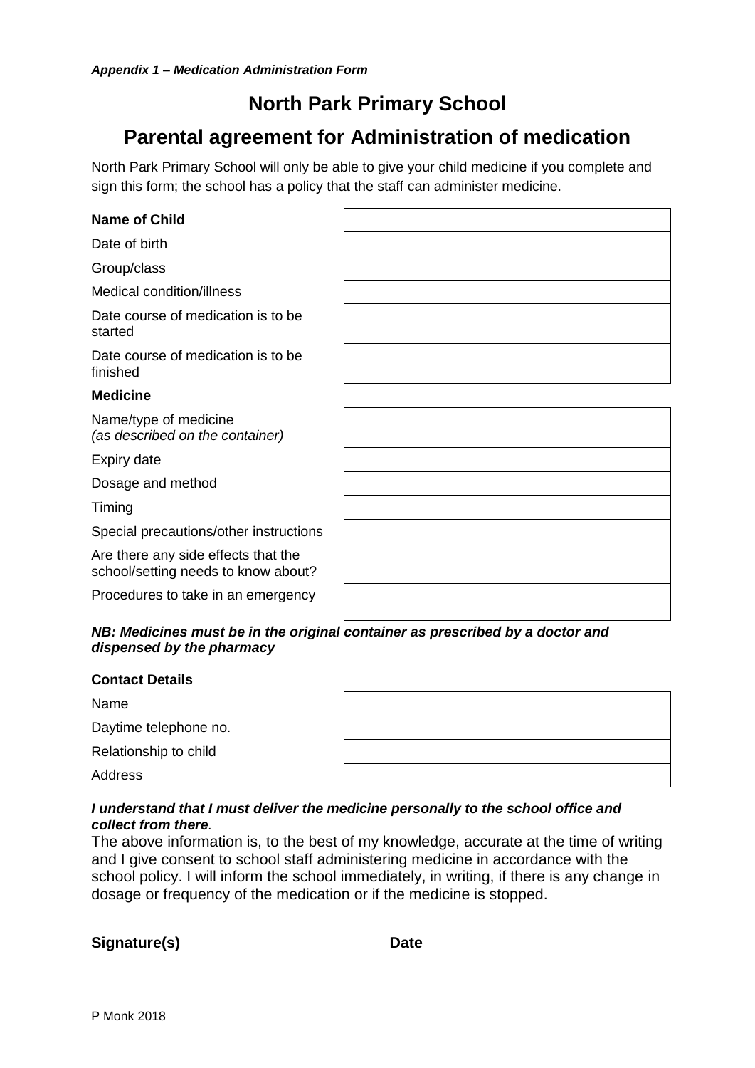*Appendix 1 – Medication Administration Form*

# North Park Primary School

## Parental agreement for Administration of medication

North Park Primary School will only be able to give your child medicine if you complete and sign this form; the school has a policy that the staff can administer medicine.

| | |
|---|---|
| **Name of Child** | |
| Date of birth | |
| Group/class | |
| Medical condition/illness | |
| Date course of medication is to be started | |
| Date course of medication is to be finished | |

**Medicine**

| | |
|---|---|
| Name/type of medicine *(as described on the container)* | |
| Expiry date | |
| Dosage and method | |
| Timing | |
| Special precautions/other instructions | |
| Are there any side effects that the school/setting needs to know about? | |
| Procedures to take in an emergency | |

***NB: Medicines must be in the original container as prescribed by a doctor and dispensed by the pharmacy***

**Contact Details**

| | |
|---|---|
| Name | |
| Daytime telephone no. | |
| Relationship to child | |
| Address | |

***I understand that I must deliver the medicine personally to the school office and collect from there.***

The above information is, to the best of my knowledge, accurate at the time of writing and I give consent to school staff administering medicine in accordance with the school policy. I will inform the school immediately, in writing, if there is any change in dosage or frequency of the medication or if the medicine is stopped.

**Signature(s)** **Date**

P Monk 2018